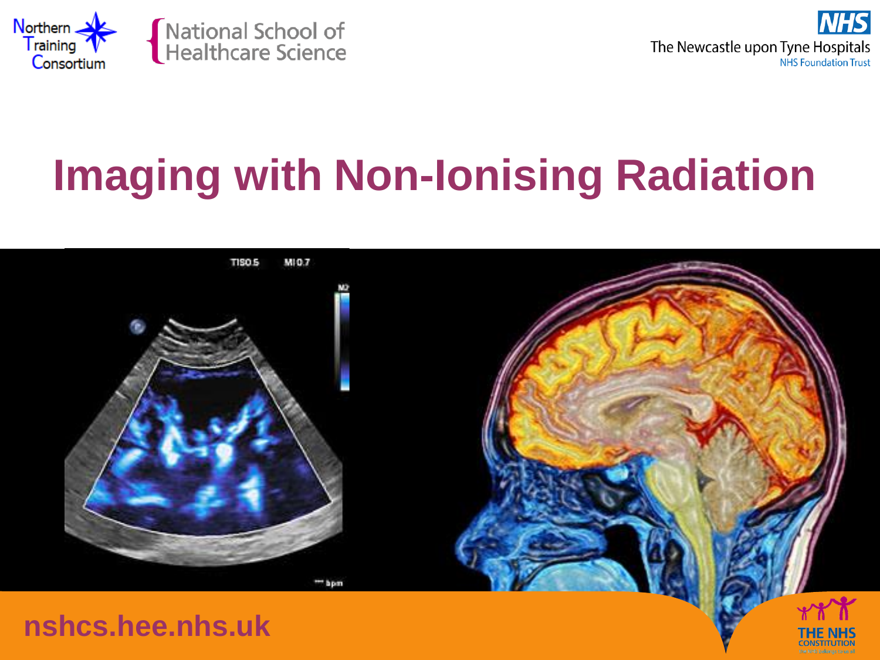Northern Training Consortium

National School of Healthcare Science

NHS
The Newcastle upon Tyne Hospitals
NHS Foundation Trust

# Imaging with Non-Ionising Radiation

nshcs.hee.nhs.uk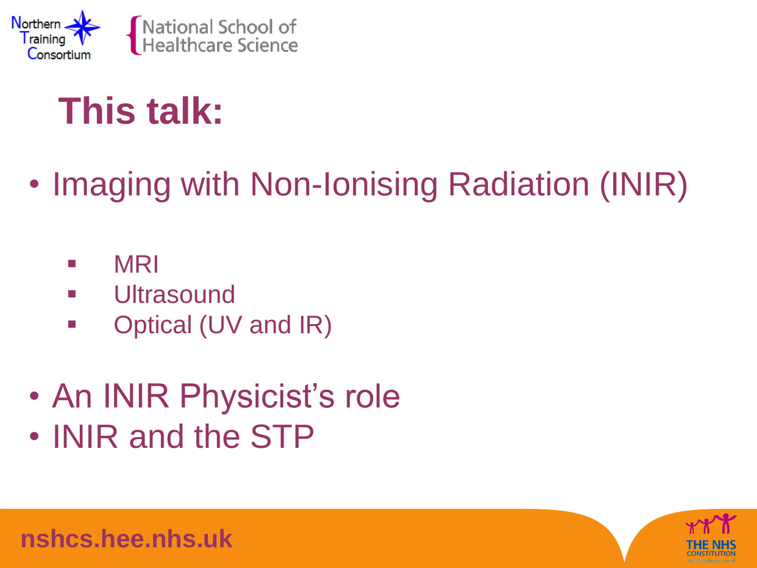# This talk:

- Imaging with Non-Ionising Radiation (INIR)
  - MRI
  - Ultrasound
  - Optical (UV and IR)
- An INIR Physicist's role
- INIR and the STP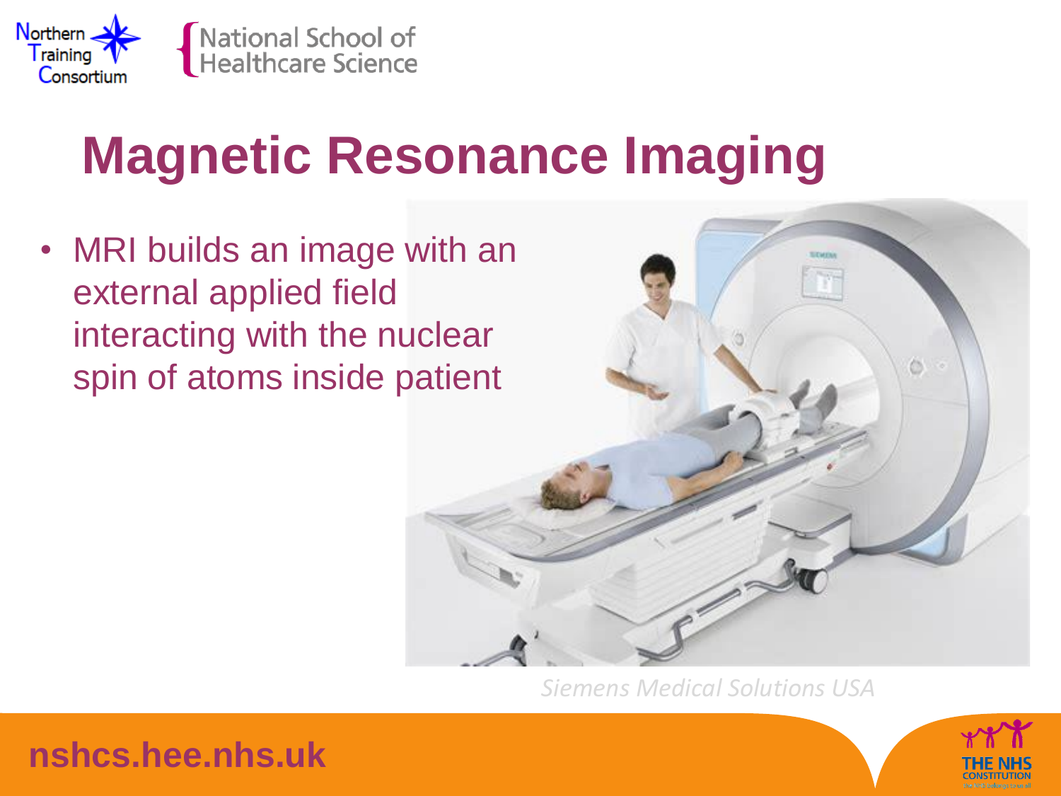# Magnetic Resonance Imaging

- MRI builds an image with an external applied field interacting with the nuclear spin of atoms inside patient

*Siemens Medical Solutions USA*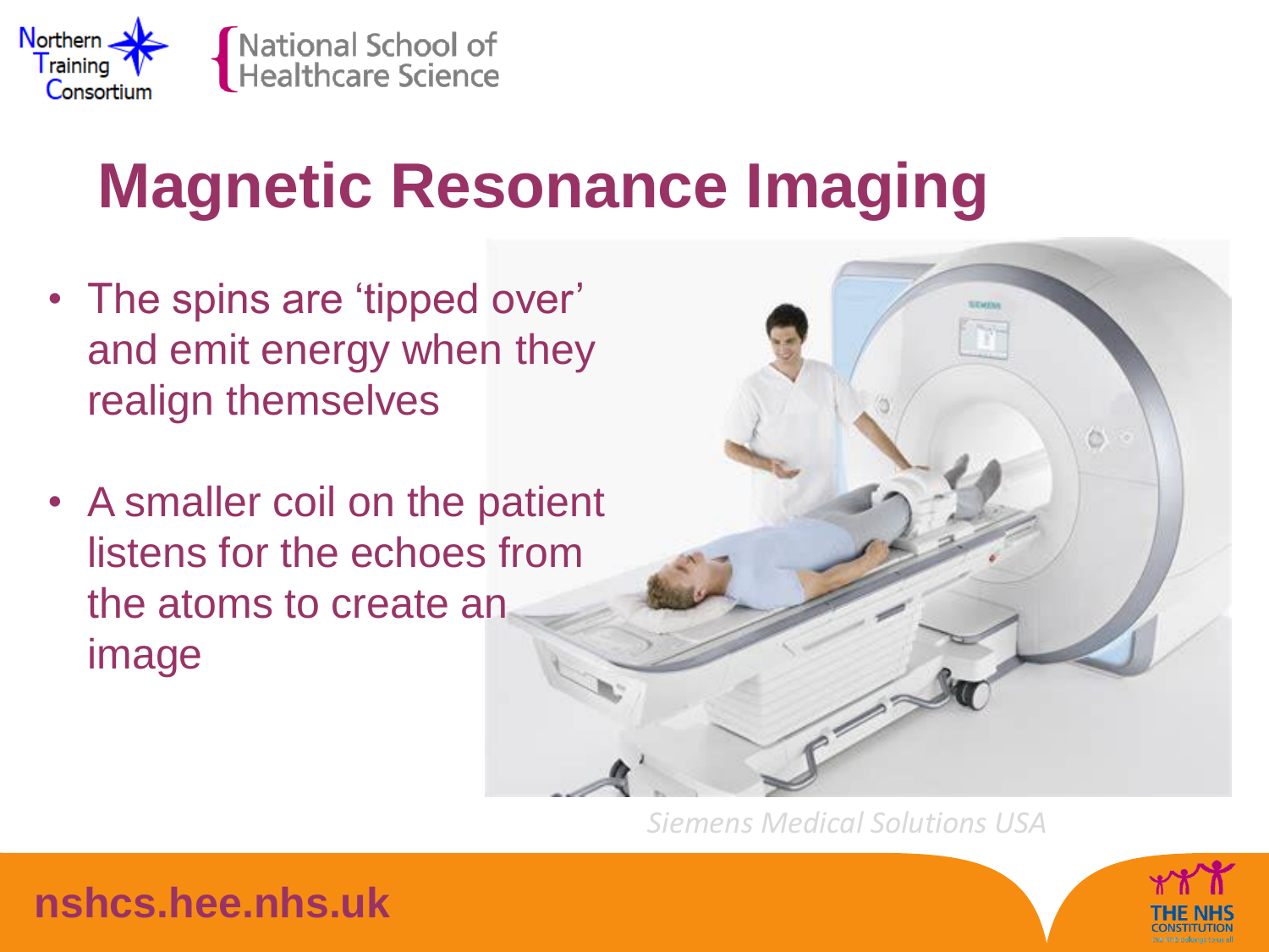# Magnetic Resonance Imaging

- The spins are 'tipped over' and emit energy when they realign themselves
- A smaller coil on the patient listens for the echoes from the atoms to create an image

*Siemens Medical Solutions USA*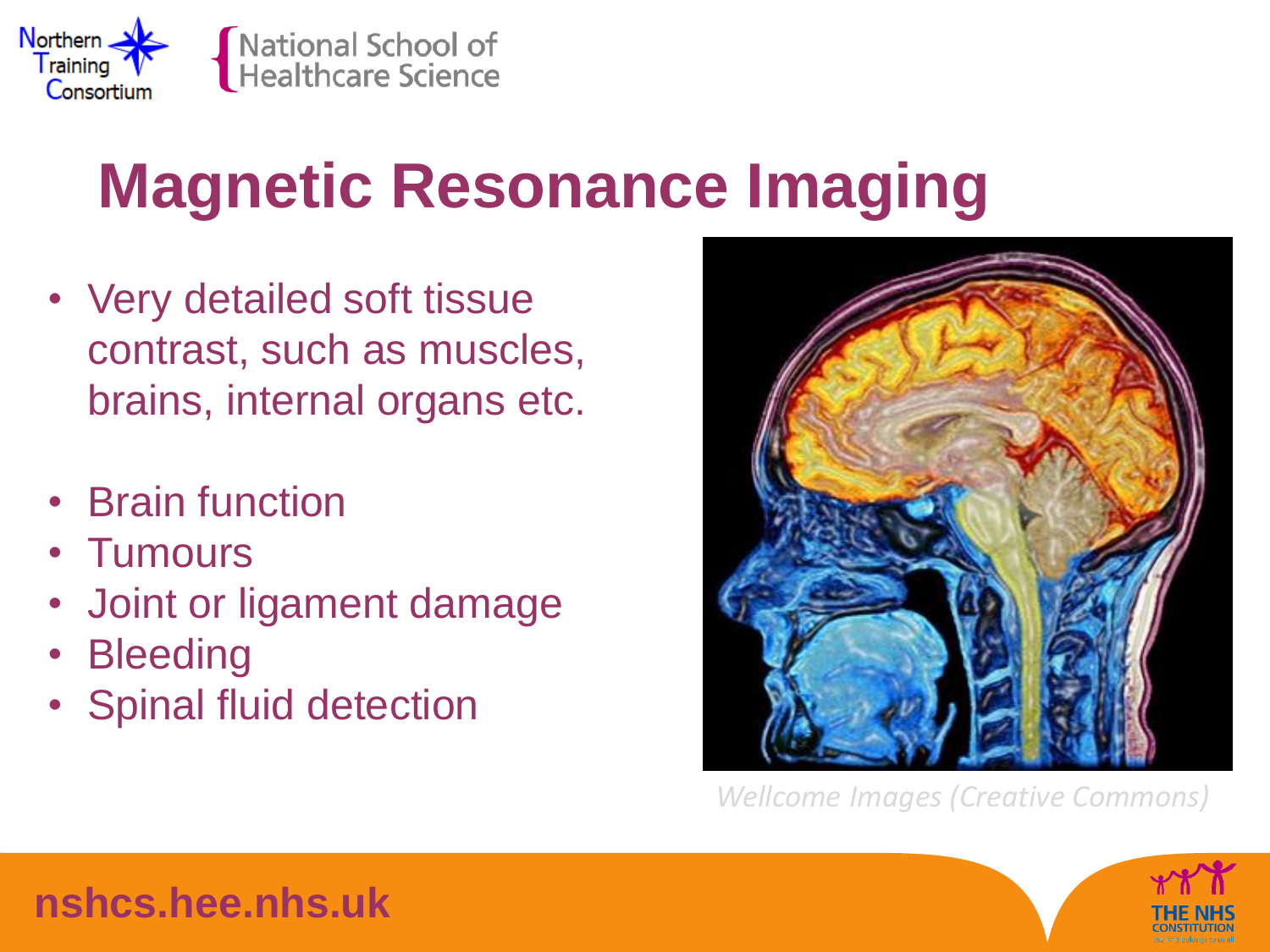# Magnetic Resonance Imaging

- Very detailed soft tissue contrast, such as muscles, brains, internal organs etc.

- Brain function
- Tumours
- Joint or ligament damage
- Bleeding
- Spinal fluid detection

*Wellcome Images (Creative Commons)*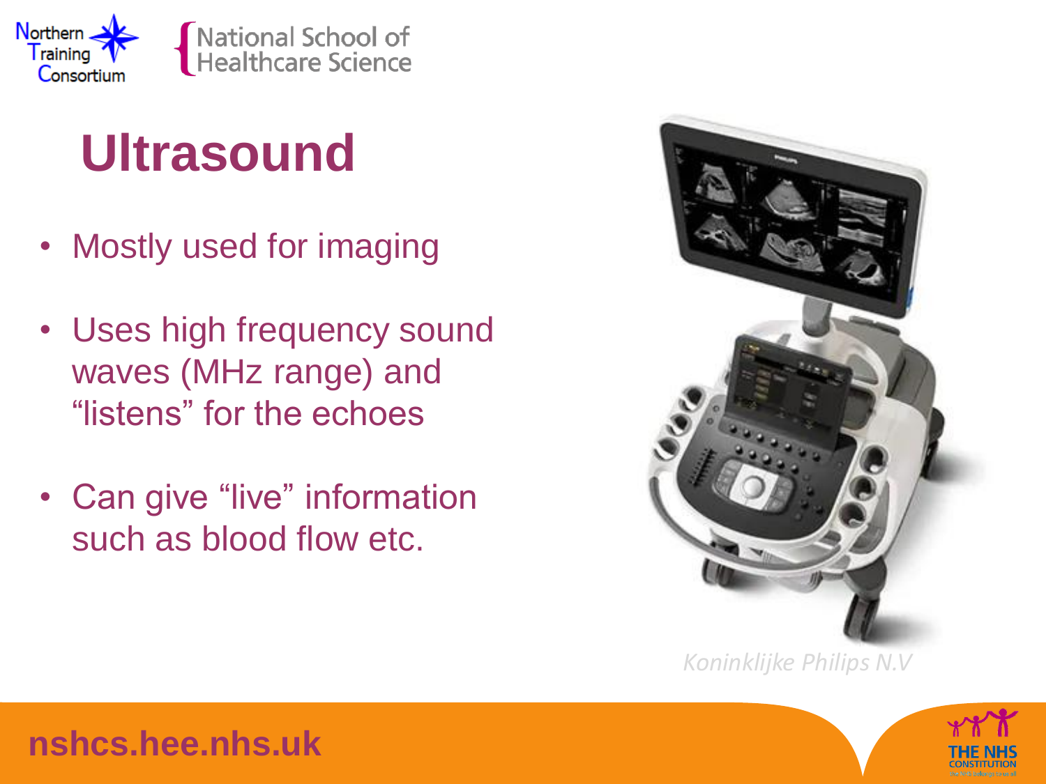# Ultrasound

- Mostly used for imaging
- Uses high frequency sound waves (MHz range) and "listens" for the echoes
- Can give "live" information such as blood flow etc.

*Koninklijke Philips N.V*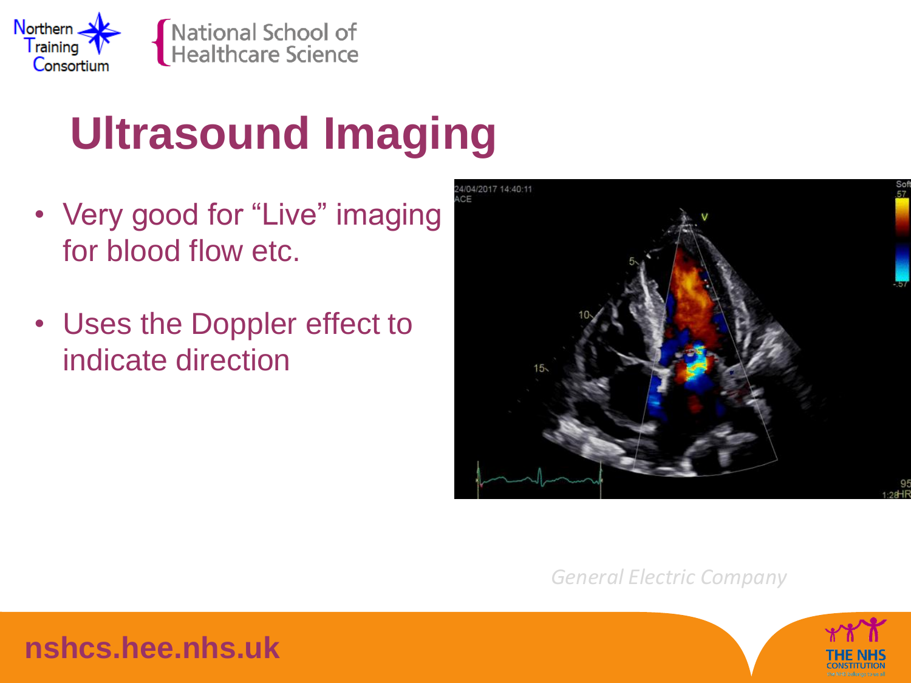# Ultrasound Imaging

- Very good for "Live" imaging for blood flow etc.
- Uses the Doppler effect to indicate direction

*General Electric Company*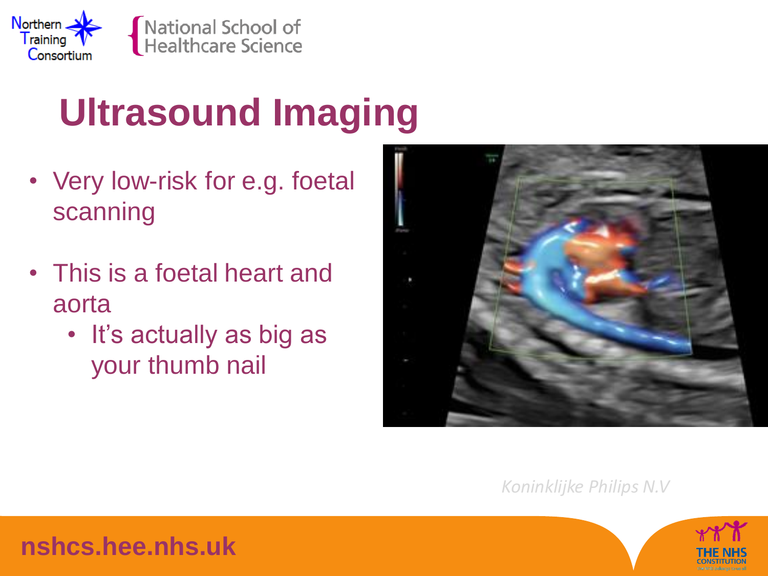# Ultrasound Imaging

- Very low-risk for e.g. foetal scanning
- This is a foetal heart and aorta
  - It's actually as big as your thumb nail

*Koninklijke Philips N.V*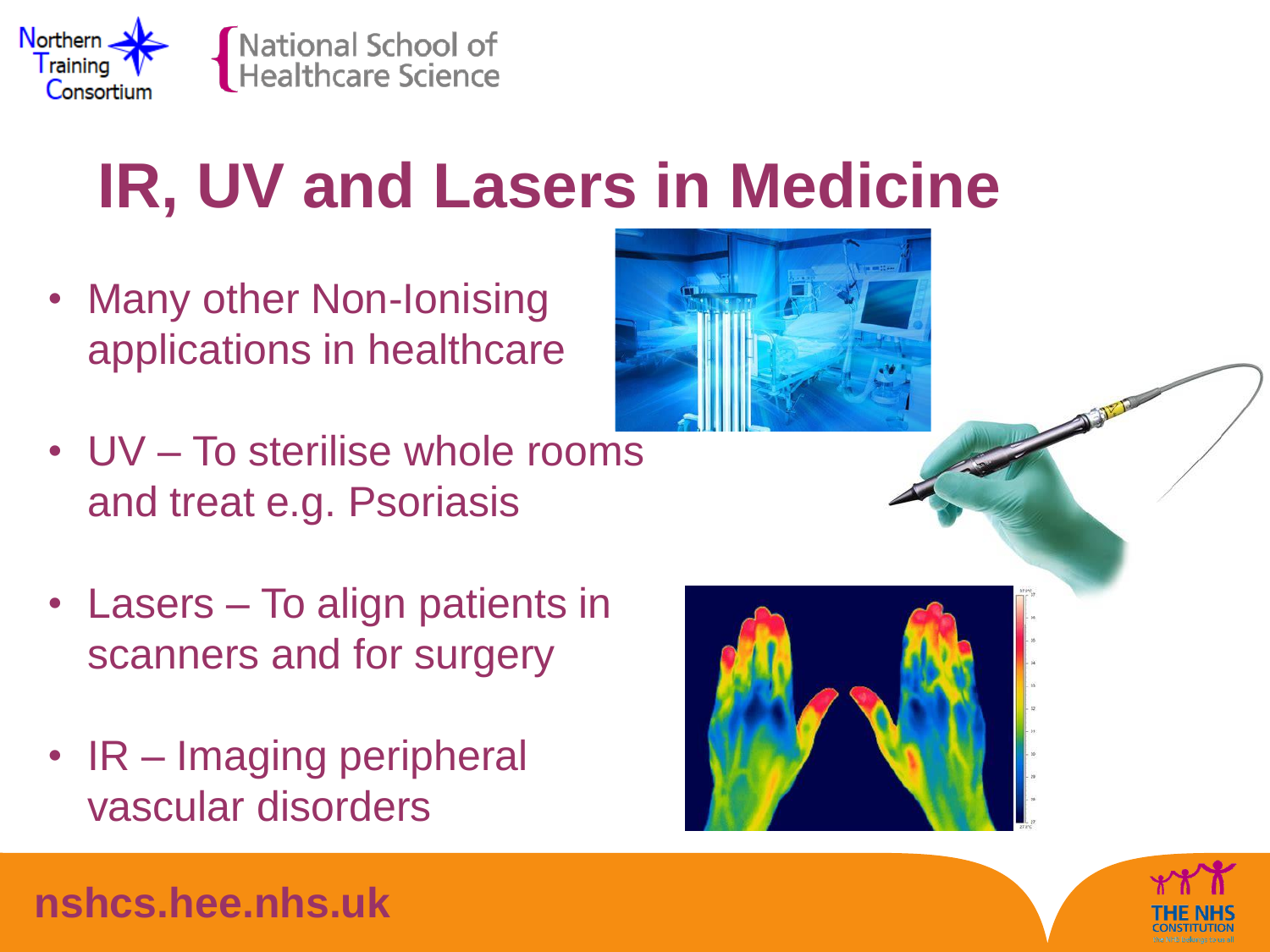# IR, UV and Lasers in Medicine

- Many other Non-Ionising applications in healthcare
- UV – To sterilise whole rooms and treat e.g. Psoriasis
- Lasers – To align patients in scanners and for surgery
- IR – Imaging peripheral vascular disorders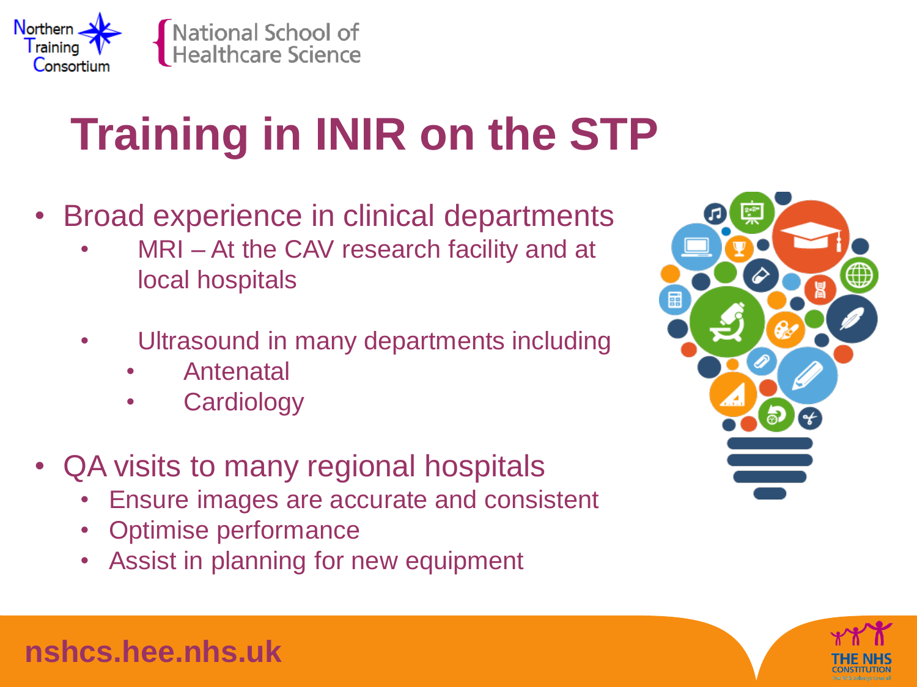# Training in INIR on the STP

- Broad experience in clinical departments
  - MRI – At the CAV research facility and at local hospitals
  - Ultrasound in many departments including
    - Antenatal
    - Cardiology
- QA visits to many regional hospitals
  - Ensure images are accurate and consistent
  - Optimise performance
  - Assist in planning for new equipment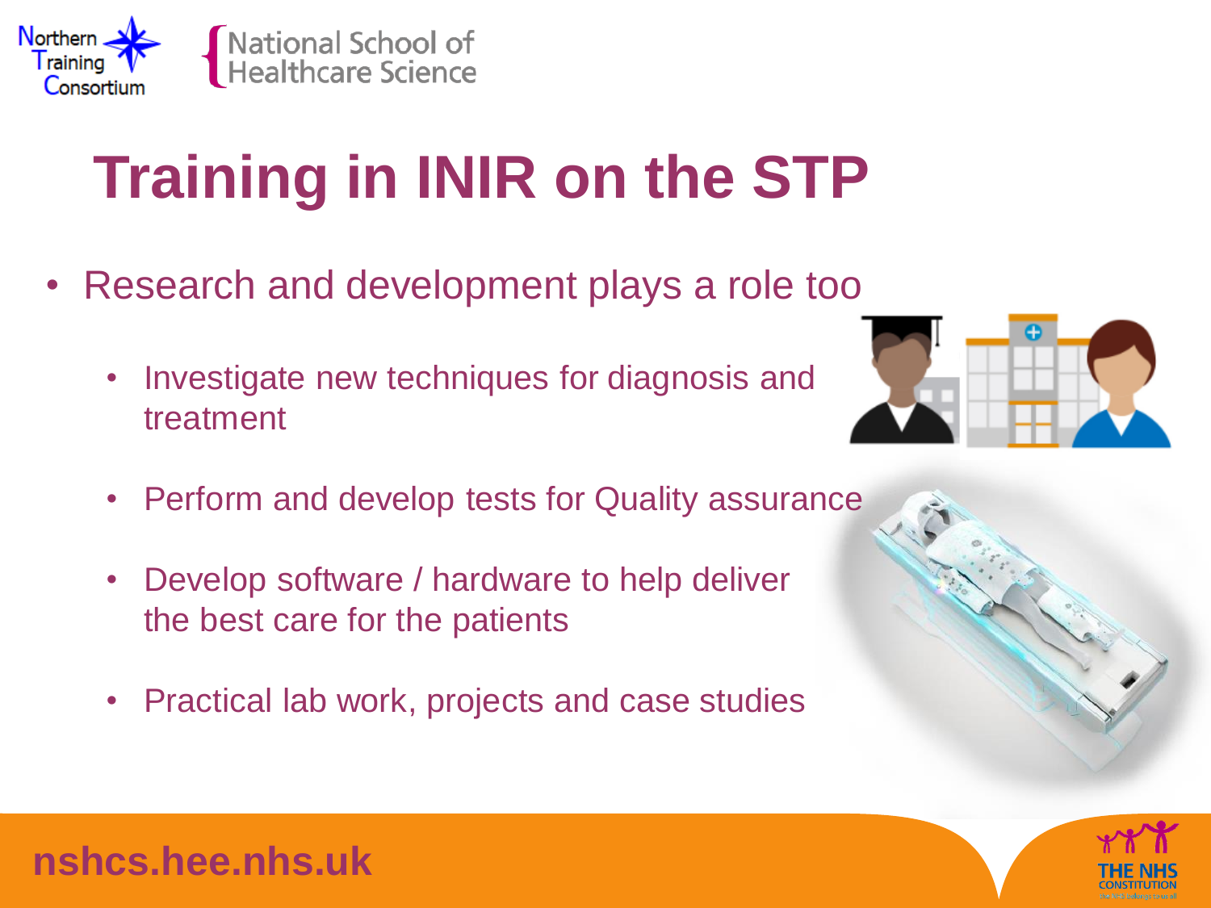# Training in INIR on the STP

- Research and development plays a role too
  - Investigate new techniques for diagnosis and treatment
  - Perform and develop tests for Quality assurance
  - Develop software / hardware to help deliver the best care for the patients
  - Practical lab work, projects and case studies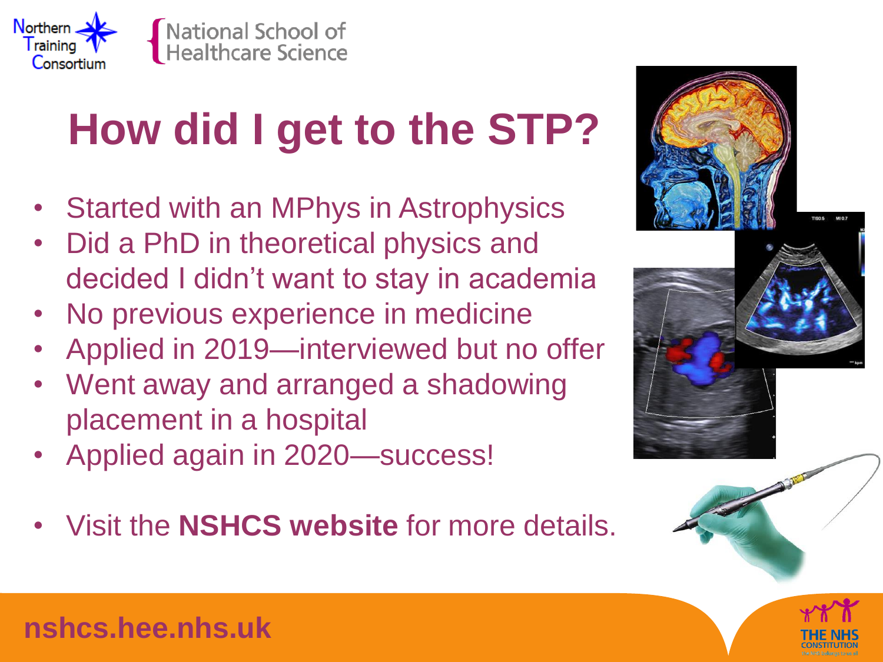# How did I get to the STP?

- Started with an MPhys in Astrophysics
- Did a PhD in theoretical physics and decided I didn't want to stay in academia
- No previous experience in medicine
- Applied in 2019—interviewed but no offer
- Went away and arranged a shadowing placement in a hospital
- Applied again in 2020—success!

- Visit the **NSHCS website** for more details.

**nshcs.hee.nhs.uk**